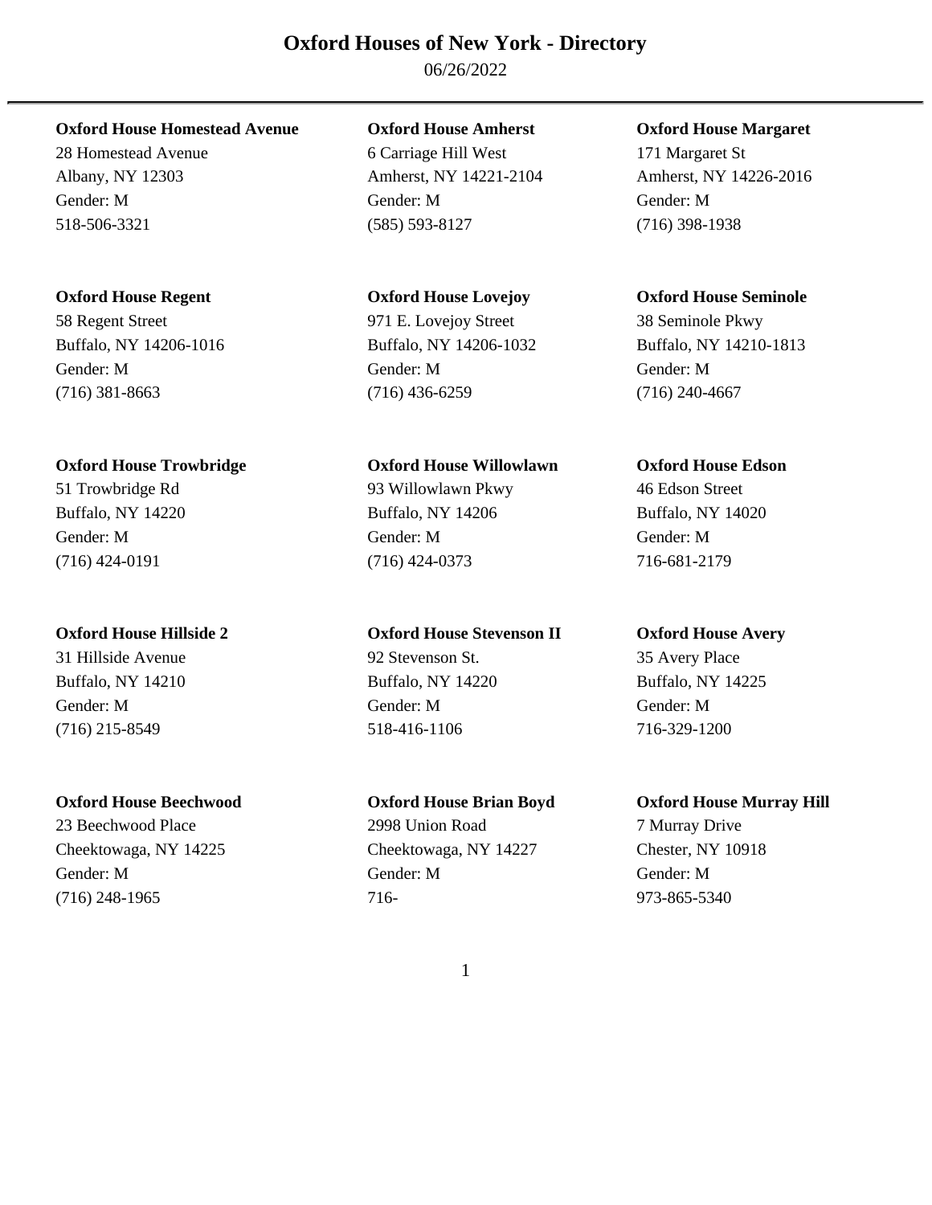# Oxford Houses of New York - Directory

06/26/2022

---

**Oxford House Homestead Avenue**
28 Homestead Avenue
Albany, NY 12303
Gender: M
518-506-3321

**Oxford House Amherst**
6 Carriage Hill West
Amherst, NY 14221-2104
Gender: M
(585) 593-8127

**Oxford House Margaret**
171 Margaret St
Amherst, NY 14226-2016
Gender: M
(716) 398-1938

**Oxford House Regent**
58 Regent Street
Buffalo, NY 14206-1016
Gender: M
(716) 381-8663

**Oxford House Lovejoy**
971 E. Lovejoy Street
Buffalo, NY 14206-1032
Gender: M
(716) 436-6259

**Oxford House Seminole**
38 Seminole Pkwy
Buffalo, NY 14210-1813
Gender: M
(716) 240-4667

**Oxford House Trowbridge**
51 Trowbridge Rd
Buffalo, NY 14220
Gender: M
(716) 424-0191

**Oxford House Willowlawn**
93 Willowlawn Pkwy
Buffalo, NY 14206
Gender: M
(716) 424-0373

**Oxford House Edson**
46 Edson Street
Buffalo, NY 14020
Gender: M
716-681-2179

**Oxford House Hillside 2**
31 Hillside Avenue
Buffalo, NY 14210
Gender: M
(716) 215-8549

**Oxford House Stevenson II**
92 Stevenson St.
Buffalo, NY 14220
Gender: M
518-416-1106

**Oxford House Avery**
35 Avery Place
Buffalo, NY 14225
Gender: M
716-329-1200

**Oxford House Beechwood**
23 Beechwood Place
Cheektowaga, NY 14225
Gender: M
(716) 248-1965

**Oxford House Brian Boyd**
2998 Union Road
Cheektowaga, NY 14227
Gender: M
716-

**Oxford House Murray Hill**
7 Murray Drive
Chester, NY 10918
Gender: M
973-865-5340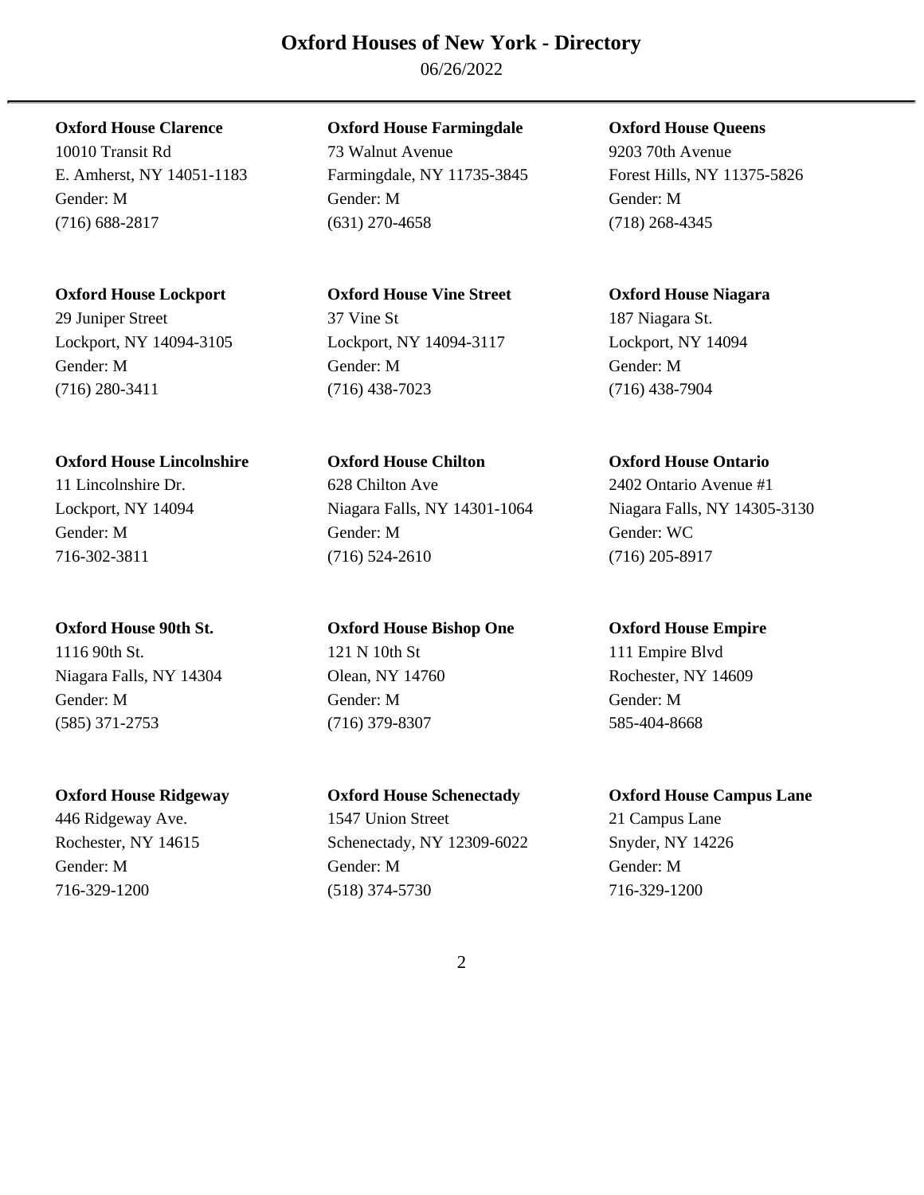# Oxford Houses of New York - Directory

06/26/2022

**Oxford House Clarence**
10010 Transit Rd
E. Amherst, NY 14051-1183
Gender: M
(716) 688-2817

**Oxford House Farmingdale**
73 Walnut Avenue
Farmingdale, NY 11735-3845
Gender: M
(631) 270-4658

**Oxford House Queens**
9203 70th Avenue
Forest Hills, NY 11375-5826
Gender: M
(718) 268-4345

**Oxford House Lockport**
29 Juniper Street
Lockport, NY 14094-3105
Gender: M
(716) 280-3411

**Oxford House Vine Street**
37 Vine St
Lockport, NY 14094-3117
Gender: M
(716) 438-7023

**Oxford House Niagara**
187 Niagara St.
Lockport, NY 14094
Gender: M
(716) 438-7904

**Oxford House Lincolnshire**
11 Lincolnshire Dr.
Lockport, NY 14094
Gender: M
716-302-3811

**Oxford House Chilton**
628 Chilton Ave
Niagara Falls, NY 14301-1064
Gender: M
(716) 524-2610

**Oxford House Ontario**
2402 Ontario Avenue #1
Niagara Falls, NY 14305-3130
Gender: WC
(716) 205-8917

**Oxford House 90th St.**
1116 90th St.
Niagara Falls, NY 14304
Gender: M
(585) 371-2753

**Oxford House Bishop One**
121 N 10th St
Olean, NY 14760
Gender: M
(716) 379-8307

**Oxford House Empire**
111 Empire Blvd
Rochester, NY 14609
Gender: M
585-404-8668

**Oxford House Ridgeway**
446 Ridgeway Ave.
Rochester, NY 14615
Gender: M
716-329-1200

**Oxford House Schenectady**
1547 Union Street
Schenectady, NY 12309-6022
Gender: M
(518) 374-5730

**Oxford House Campus Lane**
21 Campus Lane
Snyder, NY 14226
Gender: M
716-329-1200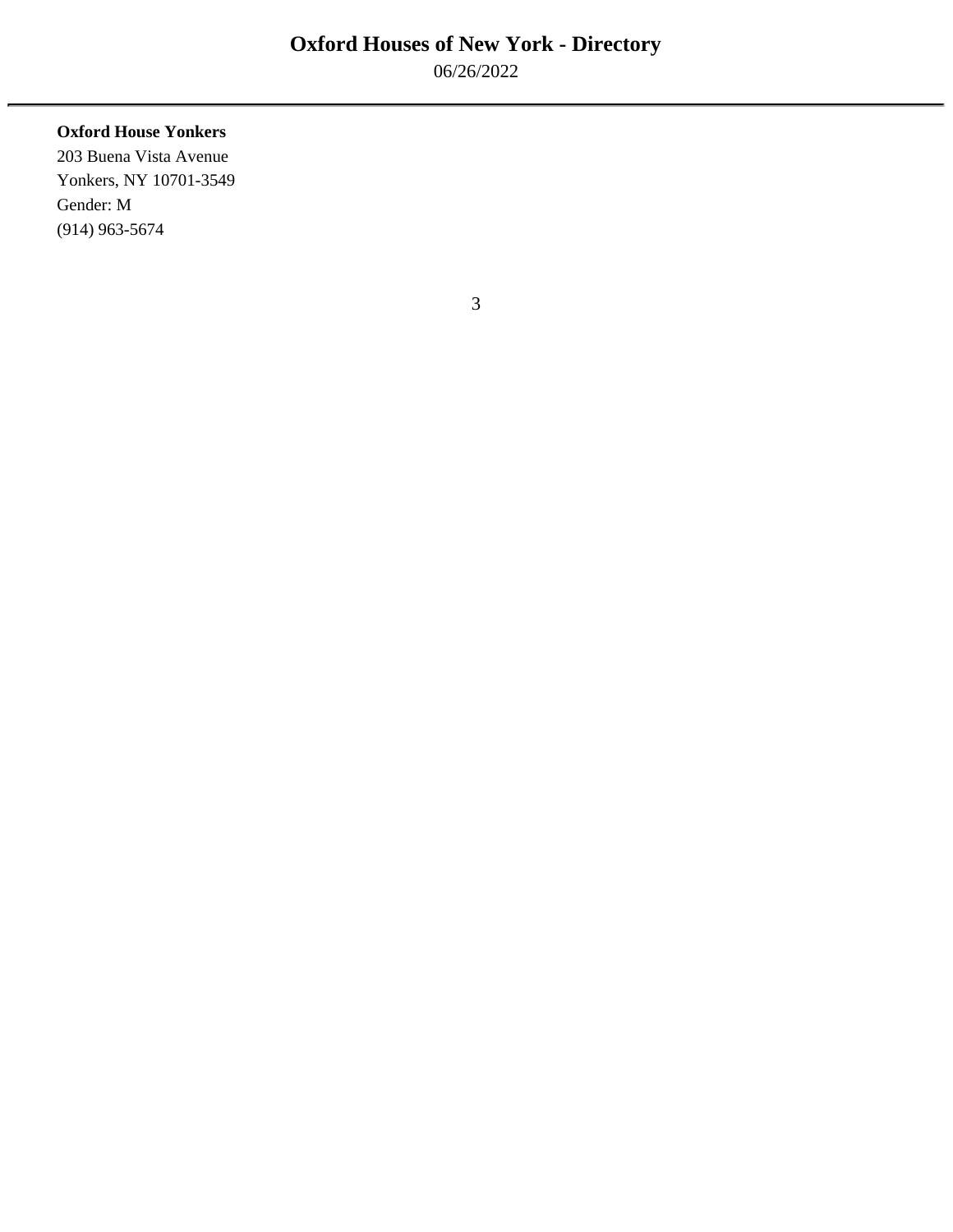**Oxford House Yonkers**
203 Buena Vista Avenue
Yonkers, NY 10701-3549
Gender: M
(914) 963-5674